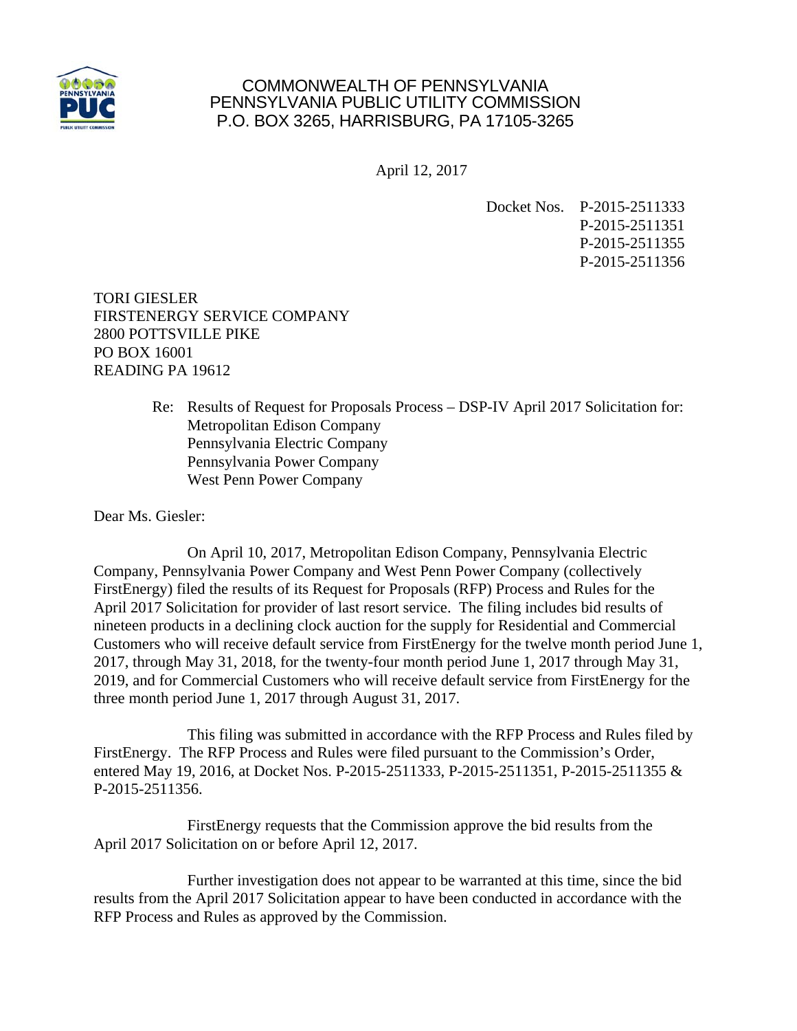COMMONWEALTH OF PENNSYLVANIA
PENNSYLVANIA PUBLIC UTILITY COMMISSION
P.O. BOX 3265, HARRISBURG, PA 17105-3265

April 12, 2017

Docket Nos. P-2015-2511333
P-2015-2511351
P-2015-2511355
P-2015-2511356

TORI GIESLER
FIRSTENERGY SERVICE COMPANY
2800 POTTSVILLE PIKE
PO BOX 16001
READING PA 19612

Re: Results of Request for Proposals Process – DSP-IV April 2017 Solicitation for:
Metropolitan Edison Company
Pennsylvania Electric Company
Pennsylvania Power Company
West Penn Power Company

Dear Ms. Giesler:

On April 10, 2017, Metropolitan Edison Company, Pennsylvania Electric Company, Pennsylvania Power Company and West Penn Power Company (collectively FirstEnergy) filed the results of its Request for Proposals (RFP) Process and Rules for the April 2017 Solicitation for provider of last resort service. The filing includes bid results of nineteen products in a declining clock auction for the supply for Residential and Commercial Customers who will receive default service from FirstEnergy for the twelve month period June 1, 2017, through May 31, 2018, for the twenty-four month period June 1, 2017 through May 31, 2019, and for Commercial Customers who will receive default service from FirstEnergy for the three month period June 1, 2017 through August 31, 2017.

This filing was submitted in accordance with the RFP Process and Rules filed by FirstEnergy. The RFP Process and Rules were filed pursuant to the Commission's Order, entered May 19, 2016, at Docket Nos. P-2015-2511333, P-2015-2511351, P-2015-2511355 & P-2015-2511356.

FirstEnergy requests that the Commission approve the bid results from the April 2017 Solicitation on or before April 12, 2017.

Further investigation does not appear to be warranted at this time, since the bid results from the April 2017 Solicitation appear to have been conducted in accordance with the RFP Process and Rules as approved by the Commission.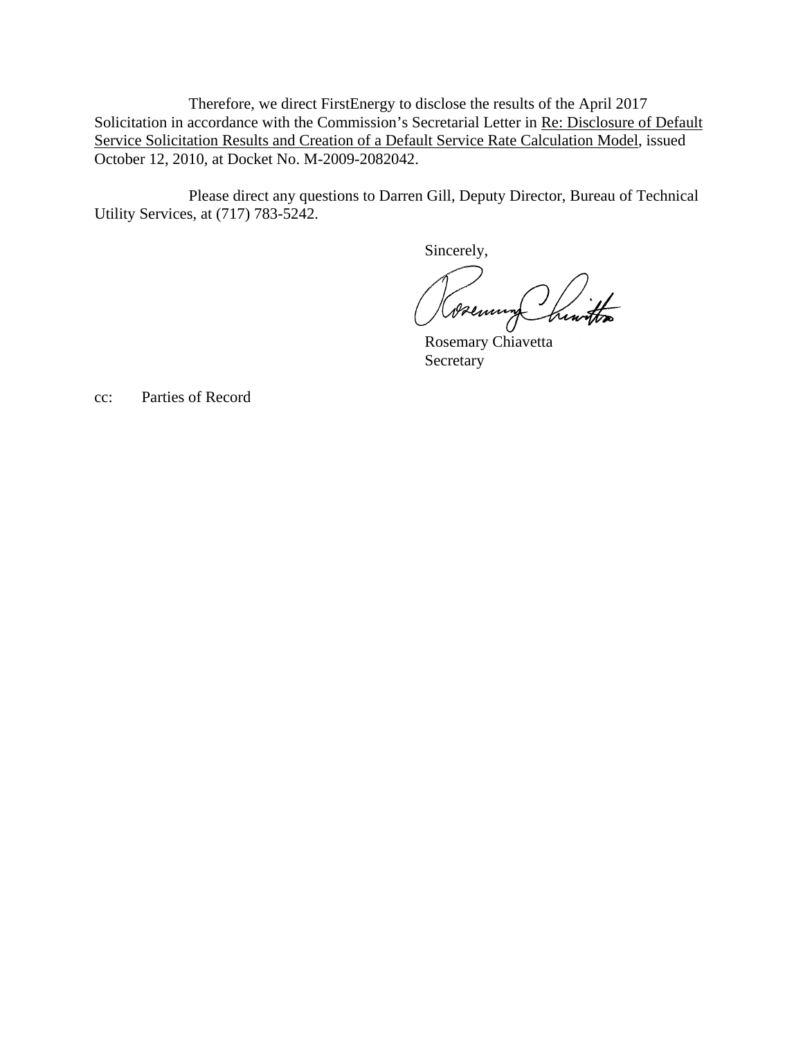Therefore, we direct FirstEnergy to disclose the results of the April 2017 Solicitation in accordance with the Commission's Secretarial Letter in Re: Disclosure of Default Service Solicitation Results and Creation of a Default Service Rate Calculation Model, issued October 12, 2010, at Docket No. M-2009-2082042.

Please direct any questions to Darren Gill, Deputy Director, Bureau of Technical Utility Services, at (717) 783-5242.

Sincerely,

Rosemary Chiavetta
Secretary

cc: Parties of Record